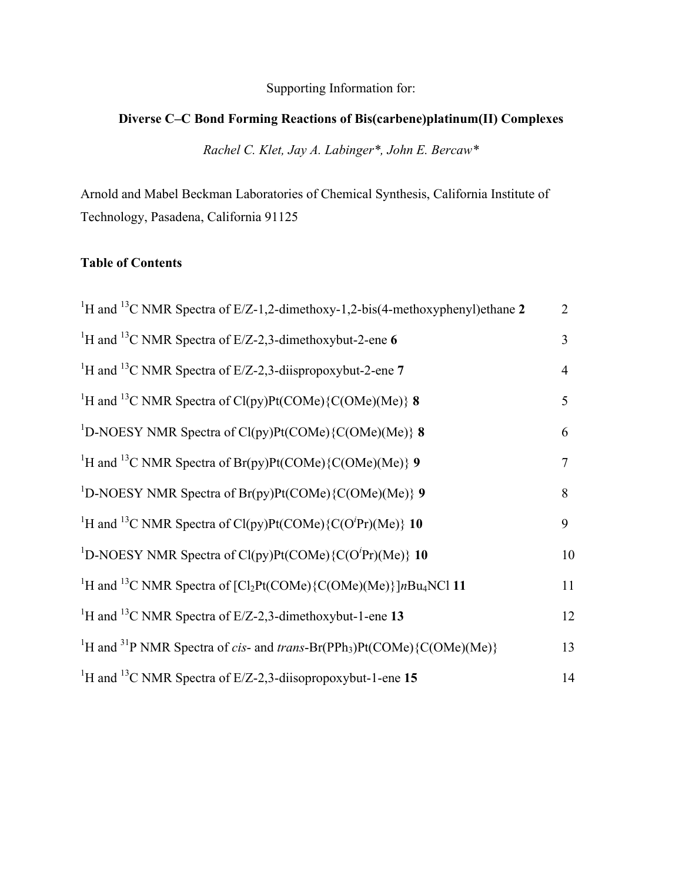Supporting Information for:

# Diverse C–C Bond Forming Reactions of Bis(carbene)platinum(II) Complexes

*Rachel C. Klet, Jay A. Labinger\*, John E. Bercaw\**

Arnold and Mabel Beckman Laboratories of Chemical Synthesis, California Institute of Technology, Pasadena, California 91125

## Table of Contents

| | |
|---|---|
| $^{1}H$ and $^{13}C$ NMR Spectra of E/Z-1,2-dimethoxy-1,2-bis(4-methoxyphenyl)ethane **2** | 2 |
| $^{1}H$ and $^{13}C$ NMR Spectra of E/Z-2,3-dimethoxybut-2-ene **6** | 3 |
| $^{1}H$ and $^{13}C$ NMR Spectra of E/Z-2,3-diispropoxybut-2-ene **7** | 4 |
| $^{1}H$ and $^{13}C$ NMR Spectra of Cl(py)Pt(COMe){C(OMe)(Me)} **8** | 5 |
| $^{1}D$-NOESY NMR Spectra of Cl(py)Pt(COMe){C(OMe)(Me)} **8** | 6 |
| $^{1}H$ and $^{13}C$ NMR Spectra of Br(py)Pt(COMe){C(OMe)(Me)} **9** | 7 |
| $^{1}D$-NOESY NMR Spectra of Br(py)Pt(COMe){C(OMe)(Me)} **9** | 8 |
| $^{1}H$ and $^{13}C$ NMR Spectra of Cl(py)Pt(COMe){C(O$^{i}$Pr)(Me)} **10** | 9 |
| $^{1}D$-NOESY NMR Spectra of Cl(py)Pt(COMe){C(O$^{i}$Pr)(Me)} **10** | 10 |
| $^{1}H$ and $^{13}C$ NMR Spectra of [$Cl_2$Pt(COMe){C(OMe)(Me)}]*n*$Bu_4$NCl **11** | 11 |
| $^{1}H$ and $^{13}C$ NMR Spectra of E/Z-2,3-dimethoxybut-1-ene **13** | 12 |
| $^{1}H$ and $^{31}P$ NMR Spectra of *cis*- and *trans*-Br($PPh_3$)Pt(COMe){C(OMe)(Me)} | 13 |
| $^{1}H$ and $^{13}C$ NMR Spectra of E/Z-2,3-diisopropoxybut-1-ene **15** | 14 |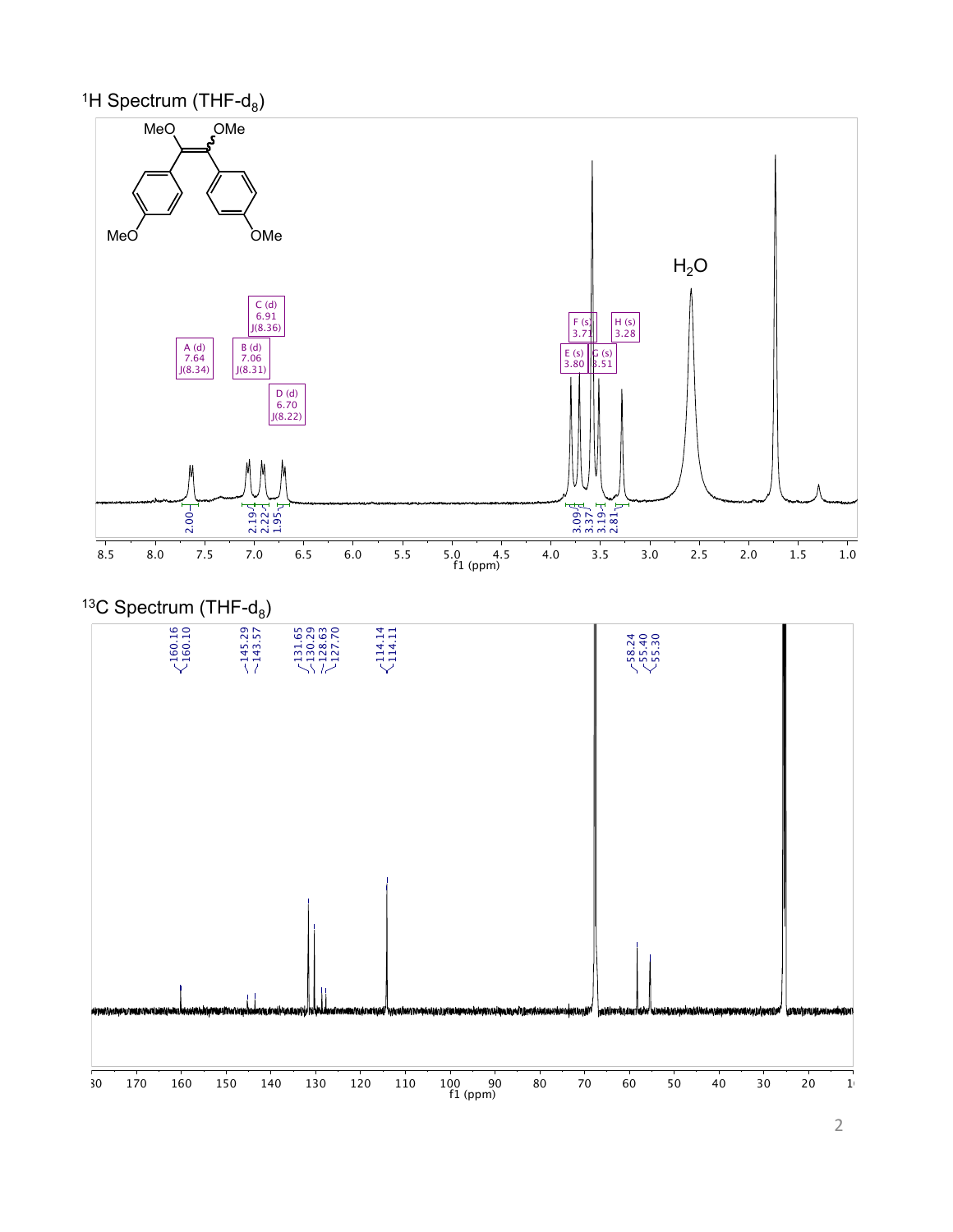## $^1H$ Spectrum (THF-$d_8$)

## $^{13}C$ Spectrum (THF-$d_8$)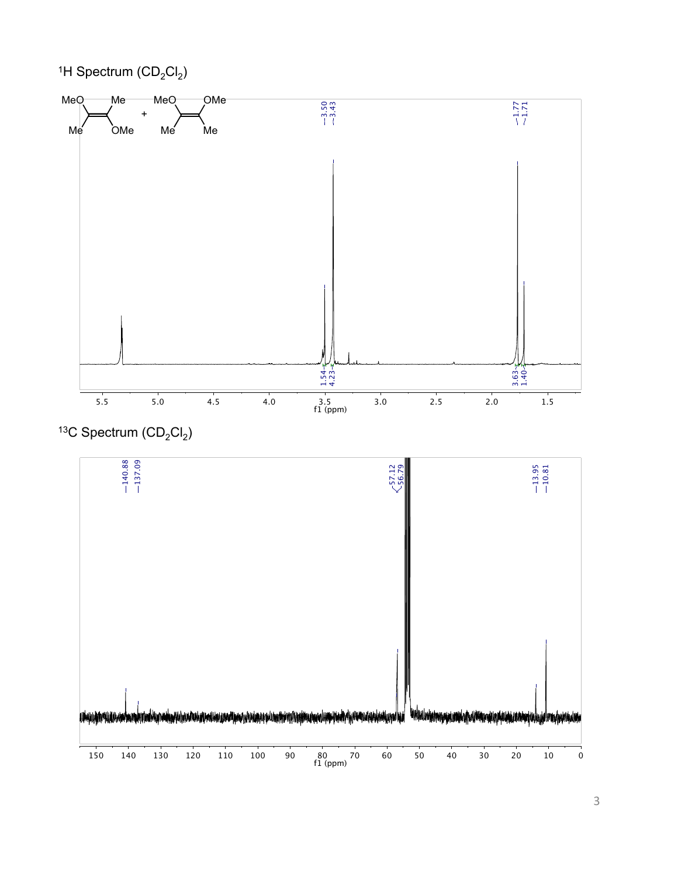$^{1}$H Spectrum ($CD_2Cl_2$)

$^{13}$C Spectrum ($CD_2Cl_2$)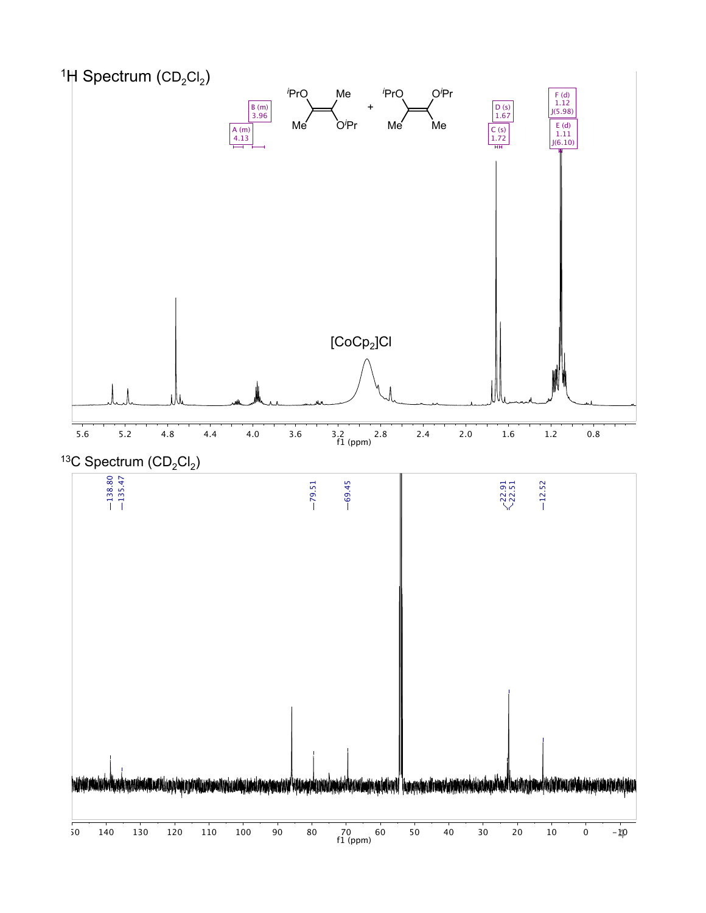## $^1$H Spectrum ($CD_2Cl_2$)

## $^{13}$C Spectrum ($CD_2Cl_2$)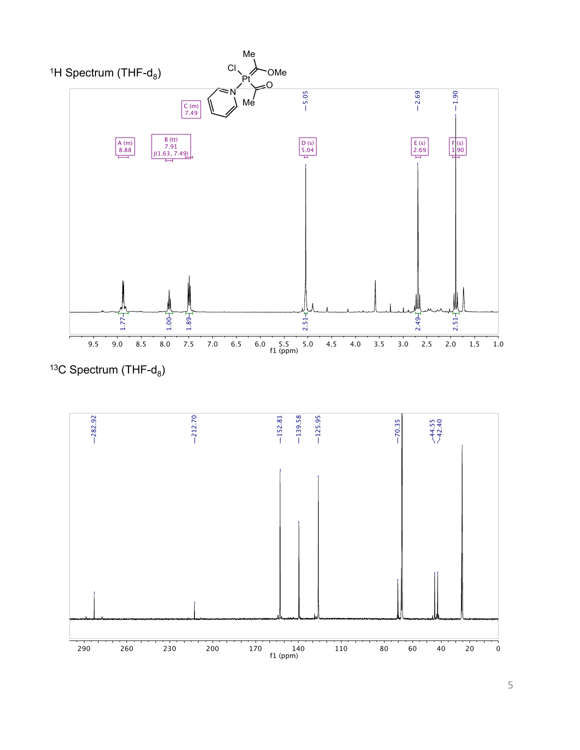$^1H$ Spectrum (THF-$d_8$)

$^{13}C$ Spectrum (THF-$d_8$)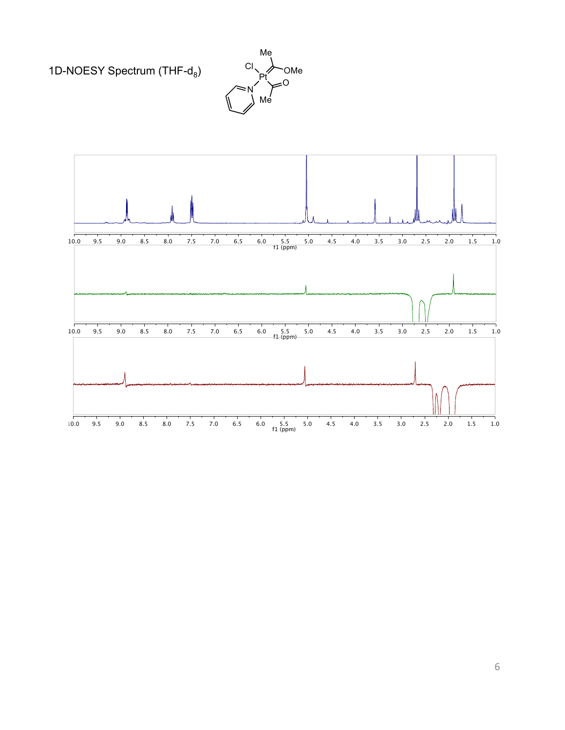1D-NOESY Spectrum (THF-$d_8$)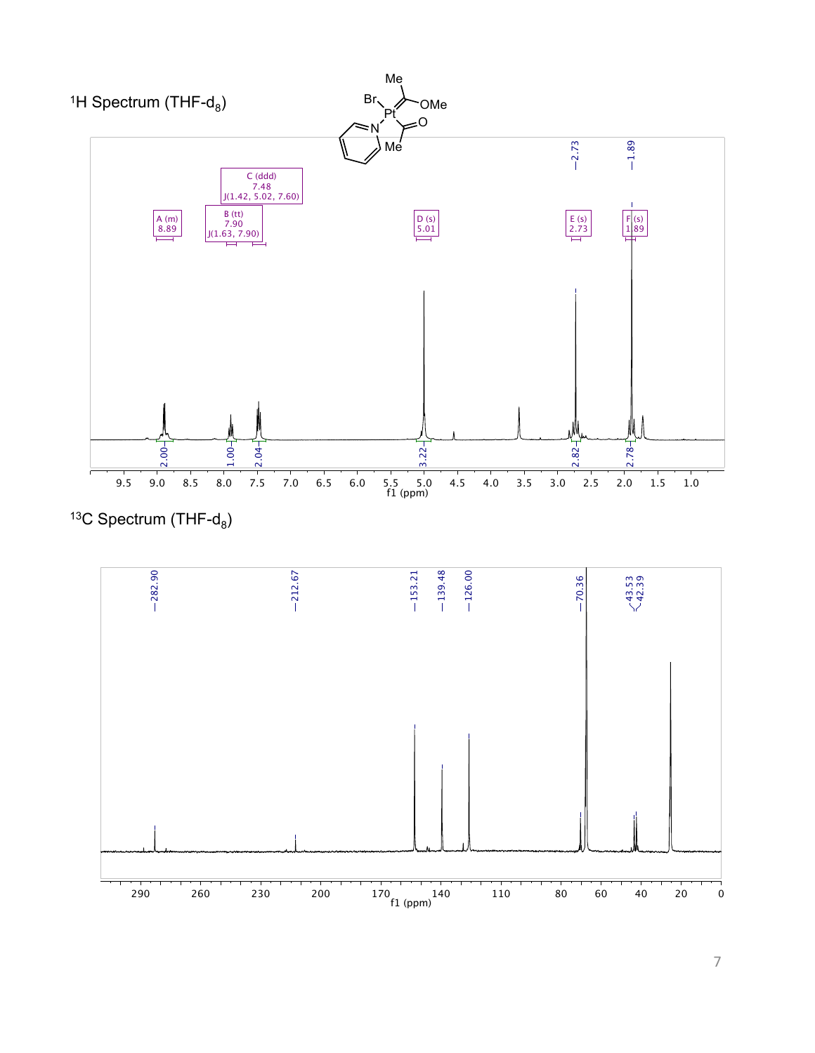$^{1}H$ Spectrum (THF-$d_8$)

Br, Pt, Me, OMe, N, O, Me

A (m) 8.89

B (tt) 7.90 J(1.63, 7.90)

C (ddd) 7.48 J(1.42, 5.02, 7.60)

D (s) 5.01

E (s) 2.73

F (s) 1.89

2.00, 1.00, 2.04, 3.22, 2.82, 2.78

f1 (ppm)

$^{13}C$ Spectrum (THF-$d_8$)

282.90, 212.67, 153.21, 139.48, 126.00, 70.36, 43.53, 42.39

f1 (ppm)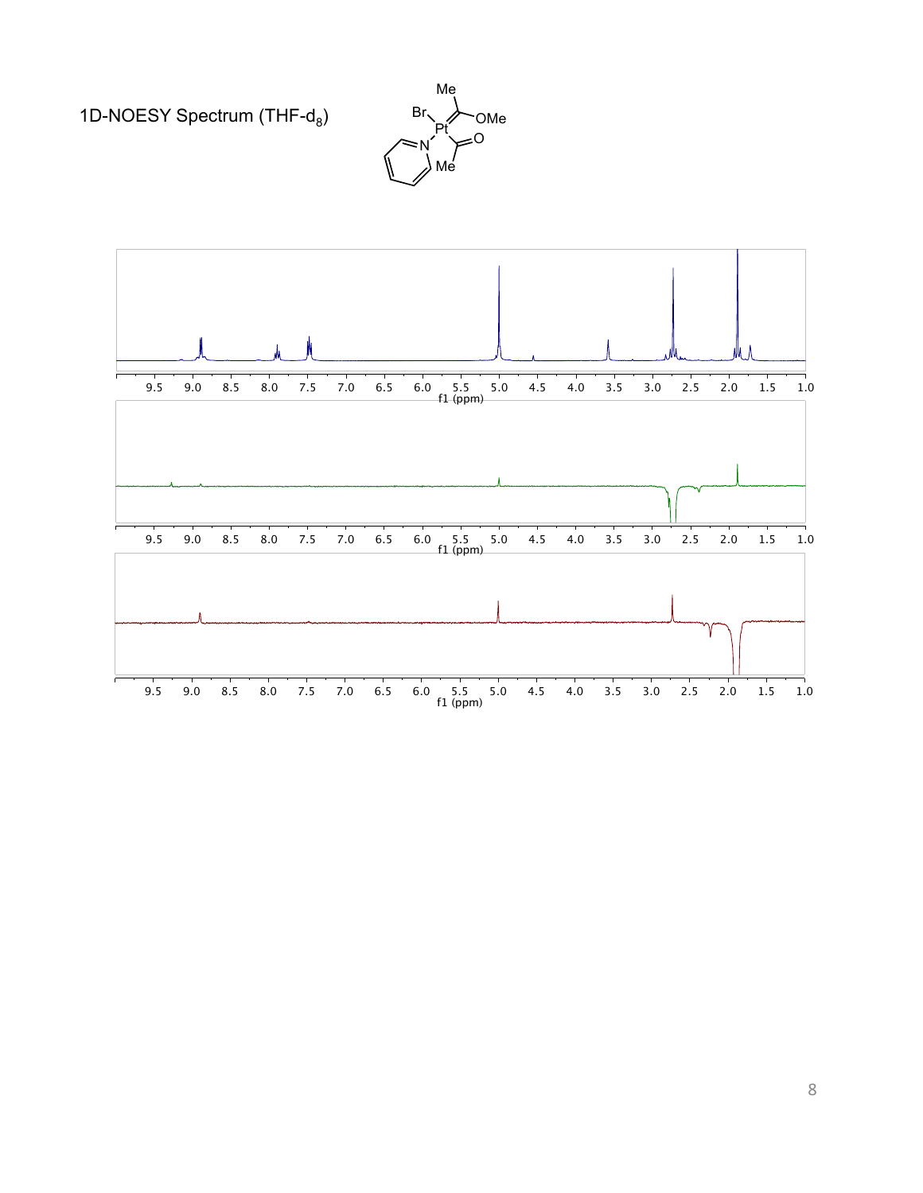1D-NOESY Spectrum (THF-$d_8$)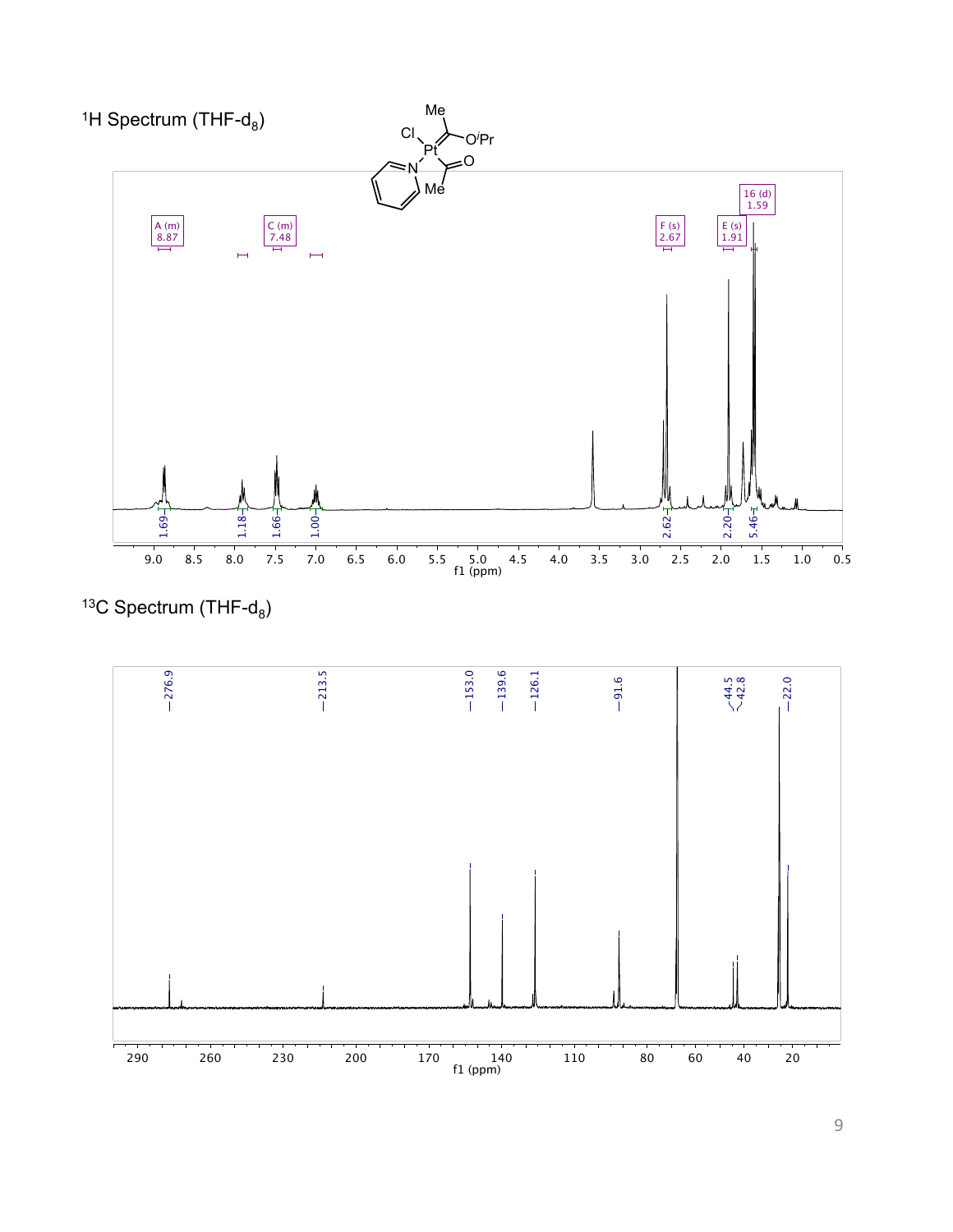$^{1}H$ Spectrum (THF-$d_8$)

$^{13}C$ Spectrum (THF-$d_8$)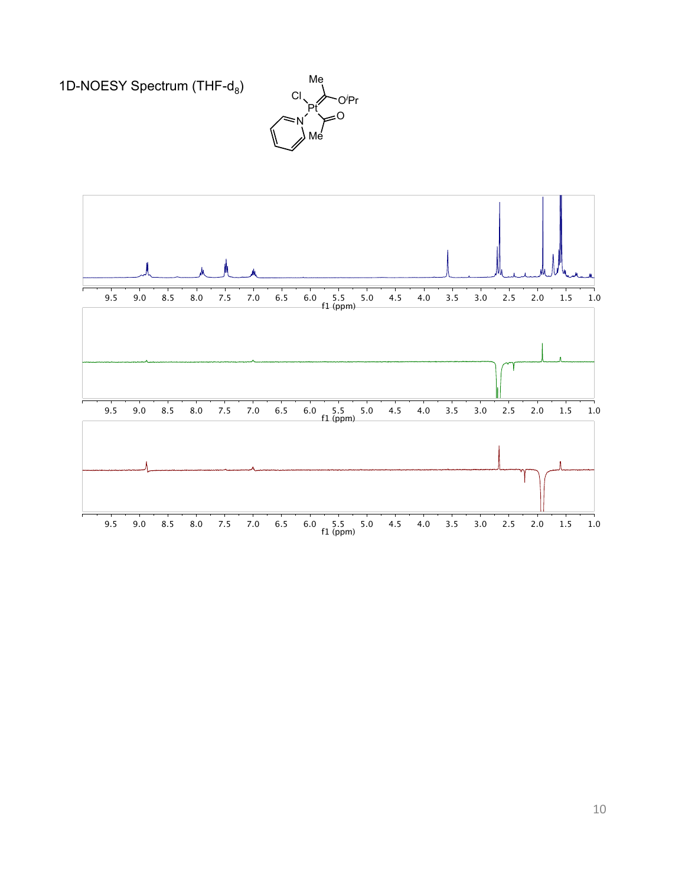1D-NOESY Spectrum (THF-$d_8$)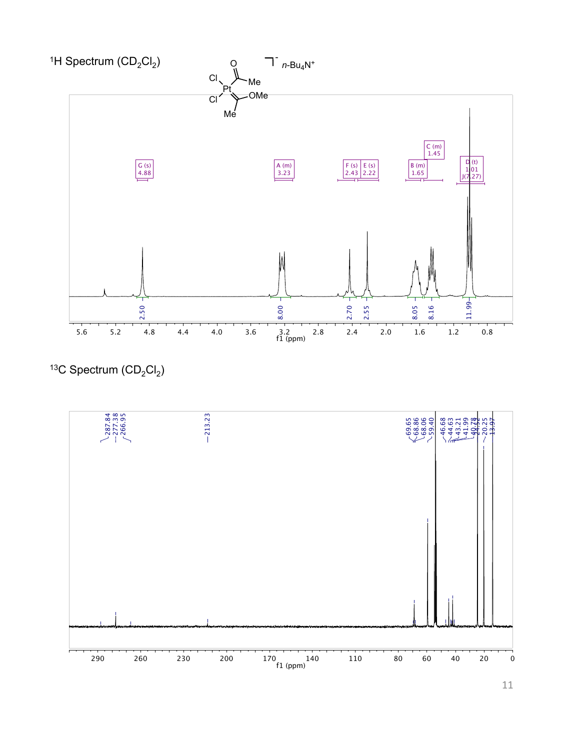## $^1$H Spectrum ($CD_2Cl_2$)

G (s) 4.88; A (m) 3.23; F (s) 2.43; E (s) 2.22; B (m) 1.65; C (m) 1.45; D (t) 1.01 J(7.27)

Integrals: 2.50, 8.00, 2.70, 2.55, 8.05, 8.16, 11.99

## $^{13}$C Spectrum ($CD_2Cl_2$)

287.84, 277.38, 266.95, 213.23, 69.65, 68.86, 68.06, 59.40, 46.68, 44.63, 43.21, 41.99, 40.78, 24.52, 20.25, 13.97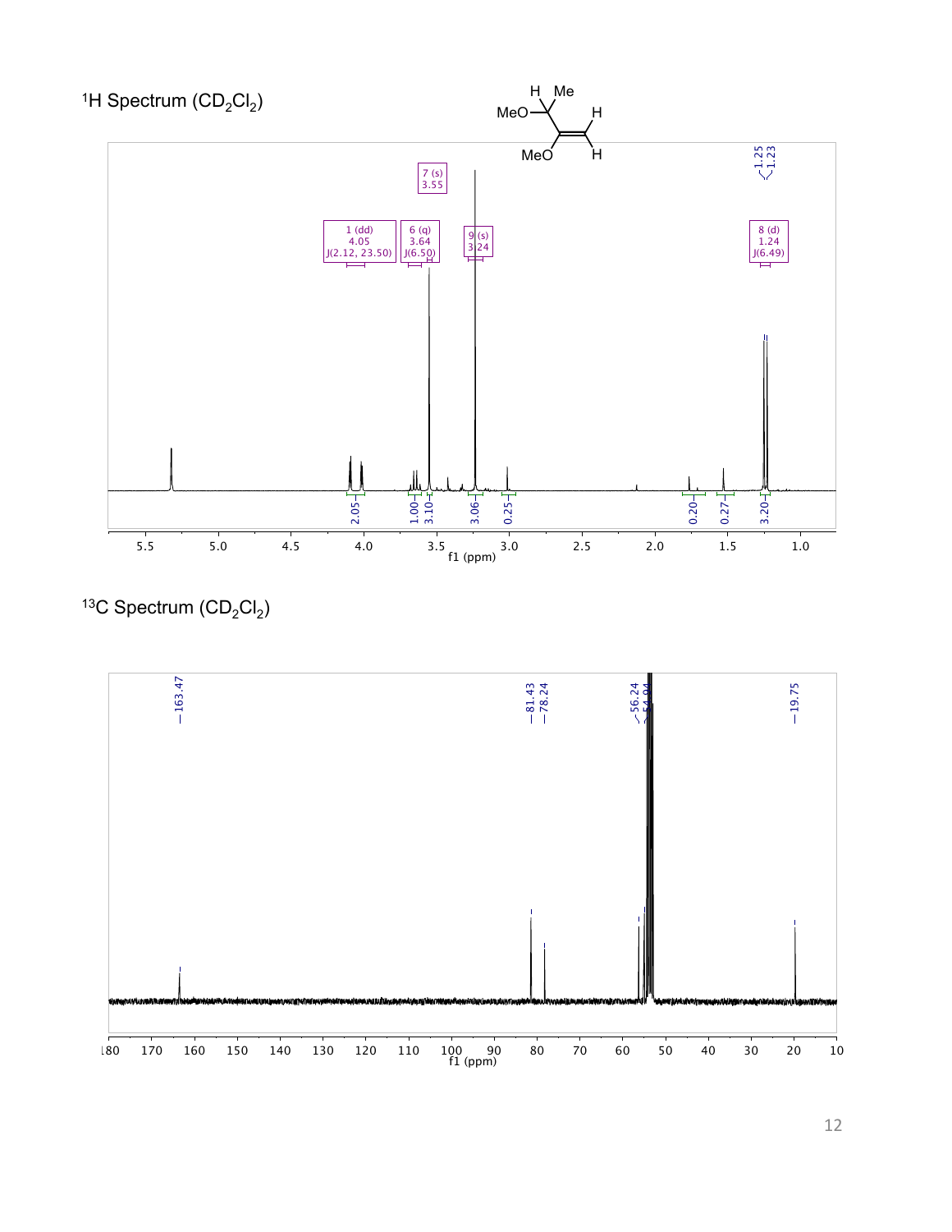## $^{1}H$ Spectrum ($CD_2Cl_2$)

## $^{13}C$ Spectrum ($CD_2Cl_2$)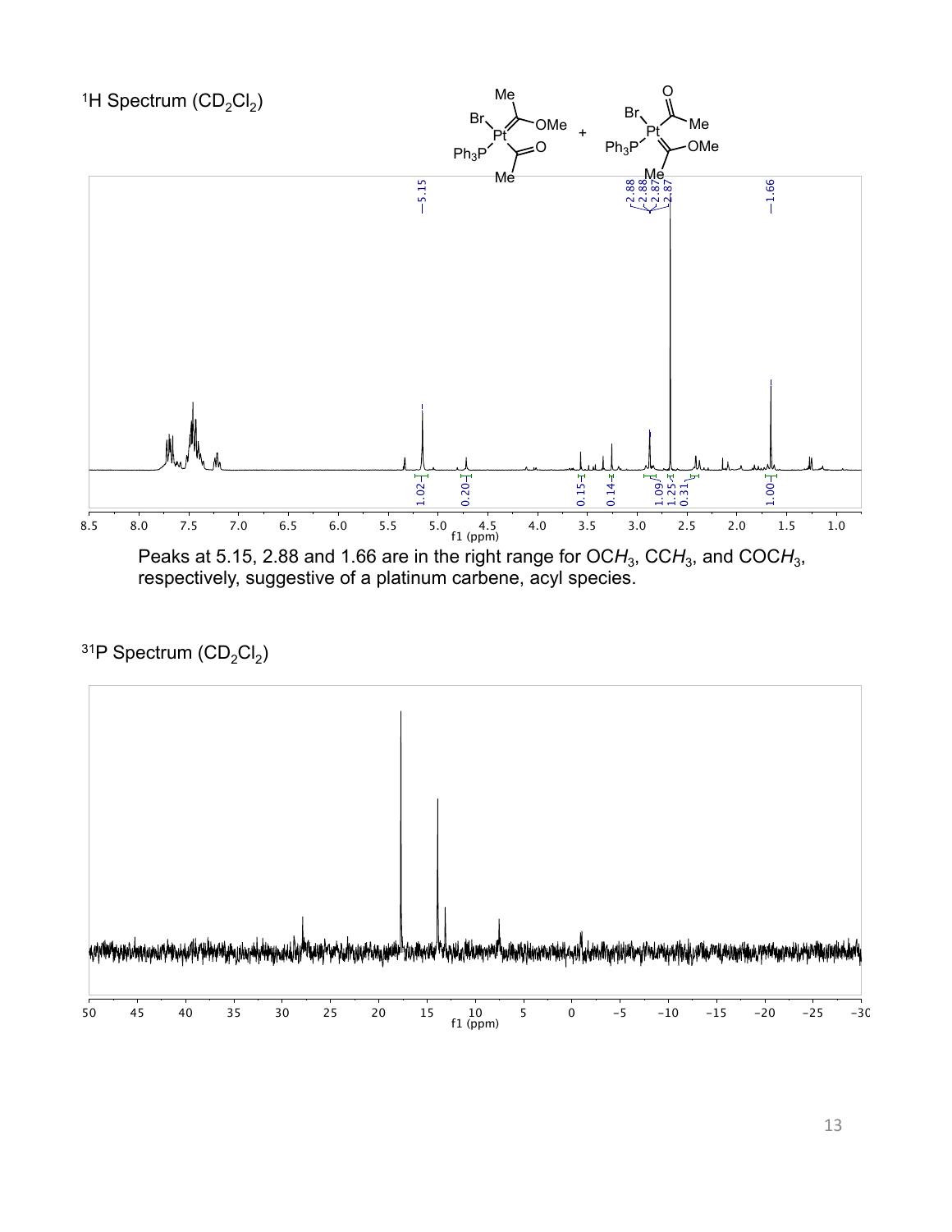$^{1}$H Spectrum ($CD_2Cl_2$)

Peaks at 5.15, 2.88 and 1.66 are in the right range for $OCH_3$, $CCH_3$, and $COCH_3$, respectively, suggestive of a platinum carbene, acyl species.

$^{31}$P Spectrum ($CD_2Cl_2$)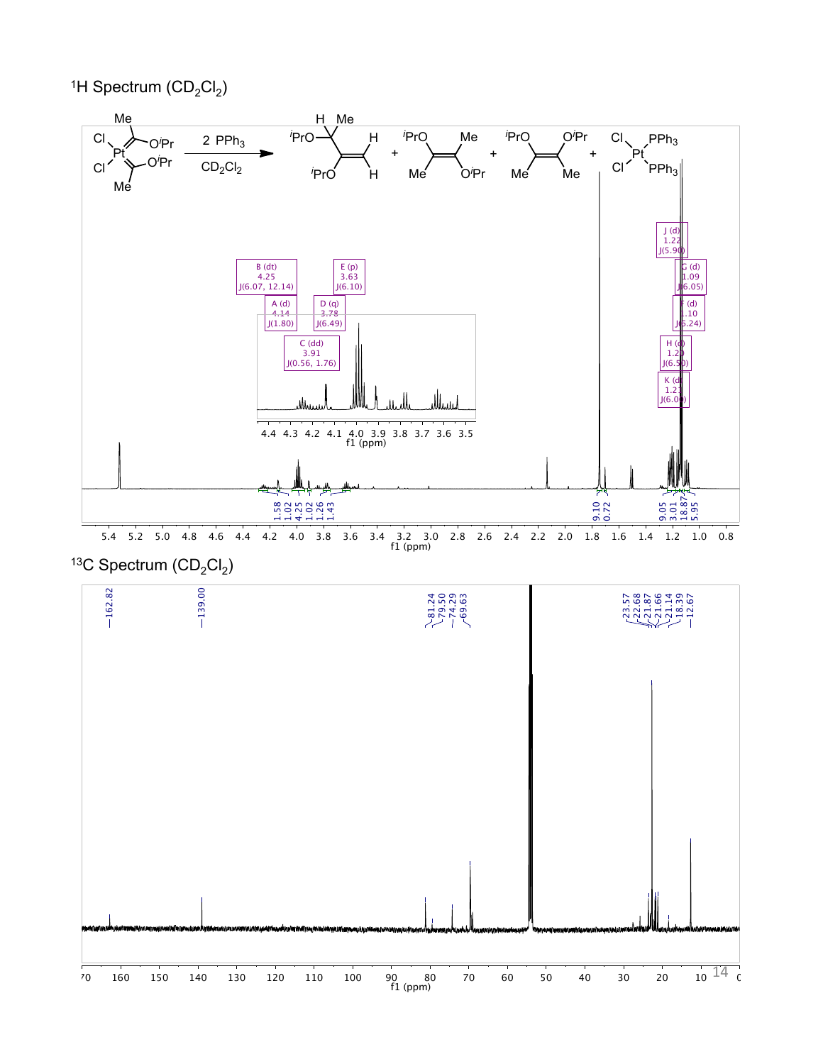$^1H$ Spectrum ($CD_2Cl_2$)

2 $PPh_3$

$CD_2Cl_2$

B (dt)
4.25
J(6.07, 12.14)

A (d)
4.14
J(1.80)

C (dd)
3.91
J(0.56, 1.76)

E (p)
3.63
J(6.10)

D (q)
3.78
J(6.49)

J (d)
1.22
J(5.90)

G (d)
1.09
J(6.05)

F (d)
1.10
J(6.24)

H (d)
1.20
J(6.50)

K (d)
1.21
J(6.00)

4.4 4.3 4.2 4.1 4.0 3.9 3.8 3.7 3.6 3.5
f1 (ppm)

1.58
1.02
4.25
1.02
1.26
1.43

9.10
0.72

9.05
3.01
18.87
5.95

5.4 5.2 5.0 4.8 4.6 4.4 4.2 4.0 3.8 3.6 3.4 3.2 3.0 2.8 2.6 2.4 2.2 2.0 1.8 1.6 1.4 1.2 1.0 0.8
f1 (ppm)

$^{13}C$ Spectrum ($CD_2Cl_2$)

162.82
139.00
81.24
79.50
74.29
69.63
23.57
22.68
21.87
21.66
21.14
18.39
12.67

70 160 150 140 130 120 110 100 90 80 70 60 50 40 30 20 10 0
f1 (ppm)